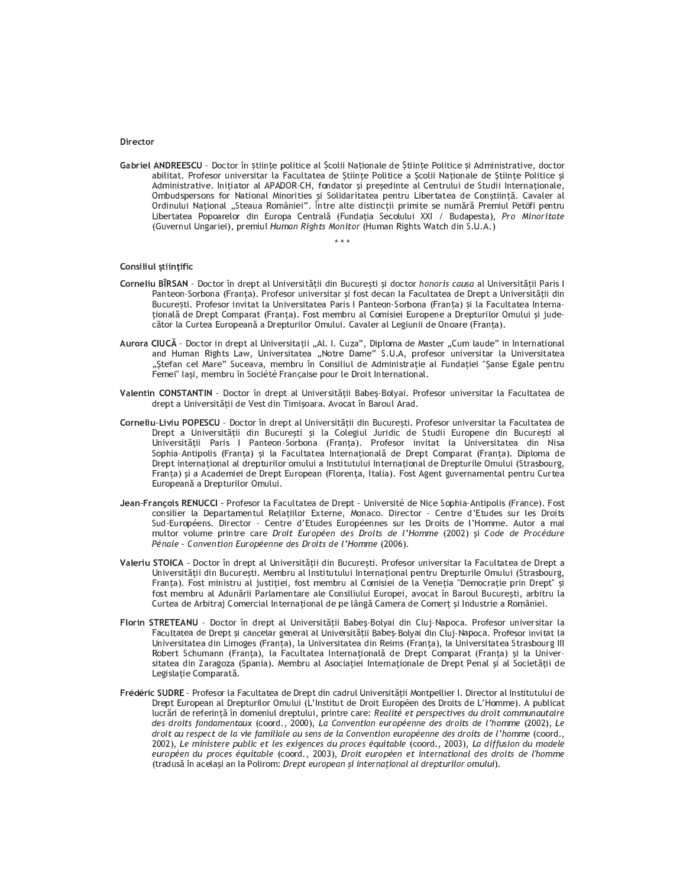**Director**

**Gabriel ANDREESCU** – Doctor în științe politice al Școlii Naționale de Științe Politice și Administrative, doctor abilitat. Profesor universitar la Facultatea de Științe Politice a Școlii Naționale de Științe Politice și Administrative. Inițiator al APADOR-CH, fondator și președinte al Centrului de Studii Internaționale, Ombudspersons for National Minorities și Solidaritatea pentru Libertatea de Conștiință. Cavaler al Ordinului Național „Steaua României". Între alte distincții primite se numără Premiul Petöfi pentru Libertatea Popoarelor din Europa Centrală (Fundația Secolului XXI / Budapesta), *Pro Minoritate* (Guvernul Ungariei), premiul *Human Rights Monitor* (Human Rights Watch din S.U.A.)

\* \* \*

**Consiliul științific**

**Corneliu BÎRSAN** – Doctor în drept al Universității din București și doctor *honoris causa* al Universității Paris I Panteon-Sorbona (Franța). Profesor universitar și fost decan la Facultatea de Drept a Universității din București. Profesor invitat la Universitatea Paris I Panteon-Sorbona (Franța) și la Facultatea Internațională de Drept Comparat (Franța). Fost membru al Comisiei Europene a Drepturilor Omului și judecător la Curtea Europeană a Drepturilor Omului. Cavaler al Legiunii de Onoare (Franța).

**Aurora CIUCĂ** – Doctor in drept al Universitaţii „Al. I. Cuza", Diploma de Master „Cum laude" in International and Human Rights Law, Universitatea „Notre Dame" S.U.A, profesor universitar la Universitatea „Ștefan cel Mare" Suceava, membru în Consiliul de Administrație al Fundației "Șanse Egale pentru Femei" Iași, membru în Société Française pour le Droit International.

**Valentin CONSTANTIN** – Doctor în drept al Universității Babeș-Bolyai. Profesor universitar la Facultatea de drept a Universității de Vest din Timișoara. Avocat în Baroul Arad.

**Corneliu-Liviu POPESCU** – Doctor în drept al Universității din București. Profesor universitar la Facultatea de Drept a Universității din București și la Colegiul Juridic de Studii Europene din București al Universității Paris I Panteon-Sorbona (Franța). Profesor invitat la Universitatea din Nisa Sophia-Antipolis (Franța) și la Facultatea Internațională de Drept Comparat (Franța). Diploma de Drept internațional al drepturilor omului a Institutului Internațional de Drepturile Omului (Strasbourg, Franța) și a Academiei de Drept European (Florența, Italia). Fost Agent guvernamental pentru Curtea Europeană a Drepturilor Omului.

**Jean-François RENUCCI** – Profesor la Facultatea de Drept – Université de Nice Sophia-Antipolis (France). Fost consilier la Departamentul Relațiilor Externe, Monaco. Director – Centre d'Etudes sur les Droits Sud-Européens. Director – Centre d'Etudes Européennes sur les Droits de l'Homme. Autor a mai multor volume printre care *Droit Européen des Droits de l'Homme* (2002) și *Code de Procédure Pénale – Convention Européenne des Droits de l'Homme* (2006).

**Valeriu STOICA** – Doctor în drept al Universității din București. Profesor universitar la Facultatea de Drept a Universității din București. Membru al Institutului Internațional pentru Drepturile Omului (Strasbourg, Franța). Fost ministru al justiției, fost membru al Comisiei de la Veneția "Democrație prin Drept" și fost membru al Adunării Parlamentare ale Consiliului Europei, avocat în Baroul București, arbitru la Curtea de Arbitraj Comercial Internațional de pe lângă Camera de Comerț și Industrie a României.

**Florin STRETEANU** – Doctor în drept al Universității Babeș-Bolyai din Cluj-Napoca. Profesor universitar la Facultatea de Drept și cancelar general al Universității Babeș-Bolyai din Cluj-Napoca. Profesor invitat la Universitatea din Limoges (Franța), la Universitatea din Reims (Franța), la Universitatea Strasbourg III Robert Schumann (Franța), la Facultatea Internațională de Drept Comparat (Franța) și la Universitatea din Zaragoza (Spania). Membru al Asociației Internaționale de Drept Penal și al Societății de Legislație Comparată.

**Frédéric SUDRE** – Profesor la Facultatea de Drept din cadrul Universității Montpellier I. Director al Institutului de Drept European al Drepturilor Omului (L'Institut de Droit Européen des Droits de L'Homme). A publicat lucrări de referință în domeniul dreptului, printre care: *Realité et perspectives du droit communautaire des droits fondamentaux* (coord., 2000), *La Convention européenne des droits de l'homme* (2002), *Le droit au respect de la vie familiale au sens de la Convention européenne des droits de l'homme* (coord., 2002), *Le ministere public et les exigences du proces équitable* (coord., 2003), *La diffusion du modele européen du proces équitable* (coord., 2003), *Droit européen et international des droits de l'homme* (tradusă în același an la Polirom: *Drept european și internațional al drepturilor omului*).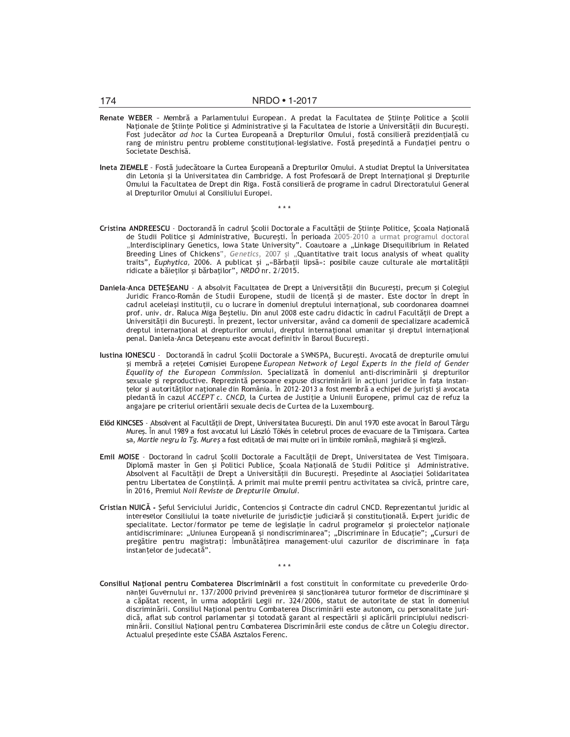**Renate WEBER** – Membră a Parlamentului European. A predat la Facultatea de Științe Politice a Școlii Naționale de Științe Politice și Administrative și la Facultatea de Istorie a Universității din București. Fost judecător *ad hoc* la Curtea Europeană a Drepturilor Omului, fostă consilieră prezidențială cu rang de ministru pentru probleme constituțional-legislative. Fostă președintă a Fundației pentru o Societate Deschisă.

**Ineta ZIEMELE** – Fostă judecătoare la Curtea Europeană a Drepturilor Omului. A studiat Dreptul la Universitatea din Letonia și la Universitatea din Cambridge. A fost Profesoară de Drept Internațional și Drepturile Omului la Facultatea de Drept din Riga. Fostă consilieră de programe în cadrul Directoratului General al Drepturilor Omului al Consiliului Europei.

\* \* \*

**Cristina ANDREESCU** - Doctorandă în cadrul Școlii Doctorale a Facultății de Științe Politice, Școala Națională de Studii Politice și Administrative, București. În perioada 2005-2010 a urmat programul doctoral „Interdisciplinary Genetics, Iowa State University". Coautoare a „Linkage Disequilibrium in Related Breeding Lines of Chickens", *Genetics*, 2007 și „Quantitative trait locus analysis of wheat quality traits", *Euphytica*, 2006. A publicat și „«Bărbații lipsă»: posibile cauze culturale ale mortalității ridicate a băieților și bărbaților", *NRDO* nr. 2/2015.

**Daniela-Anca DETEȘEANU** - A absolvit Facultatea de Drept a Universității din București, precum și Colegiul Juridic Franco-Român de Studii Europene, studii de licență și de master. Este doctor în drept în cadrul aceleiași instituții, cu o lucrare în domeniul dreptului internațional, sub coordonarea doamnei prof. univ. dr. Raluca Miga Beșteliu. Din anul 2008 este cadru didactic în cadrul Facultății de Drept a Universității din București. În prezent, lector universitar, având ca domenii de specializare academică dreptul internațional al drepturilor omului, dreptul internațional umanitar și dreptul internațional penal. Daniela-Anca Deteșeanu este avocat definitiv în Baroul București.

**Iustina IONESCU** - Doctorandă în cadrul Școlii Doctorale a SWNSPA, București. Avocată de drepturile omului și membră a rețelei Comisiei Europene *European Network of Legal Experts in the field of Gender Equality of the European Commission*. Specializată în domeniul anti-discriminării și drepturilor sexuale și reproductive. Reprezintă persoane expuse discriminării în acțiuni juridice în fața instanțelor și autorităților naționale din România. În 2012-2013 a fost membră a echipei de juriști și avocata pledantă în cazul *ACCEPT c. CNCD*, la Curtea de Justiție a Uniunii Europene, primul caz de refuz la angajare pe criteriul orientării sexuale decis de Curtea de la Luxembourg.

**Előd KINCSES** - Absolvent al Facultății de Drept, Universitatea București. Din anul 1970 este avocat în Baroul Târgu Mureș. În anul 1989 a fost avocatul lui László Tőkés în celebrul proces de evacuare de la Timișoara. Cartea sa, *Martie negru la Tg. Mureș* a fost editată de mai multe ori în limbile română, maghiară și engleză.

**Emil MOISE** - Doctorand în cadrul Școlii Doctorale a Facultății de Drept, Universitatea de Vest Timișoara. Diplomă master în Gen și Politici Publice, Școala Națională de Studii Politice și Administrative. Absolvent al Facultății de Drept a Universității din București. Președinte al Asociației Solidaritatea pentru Libertatea de Conștiință. A primit mai multe premii pentru activitatea sa civică, printre care, în 2016, Premiul *Noii Reviste de Drepturile Omului*.

**Cristian NUICĂ** - Șeful Serviciului Juridic, Contencios și Contracte din cadrul CNCD. Reprezentantul juridic al intereselor Consiliului la toate nivelurile de jurisdicție judiciară și constituțională. Expert juridic de specialitate. Lector/formator pe teme de legislație în cadrul programelor și proiectelor naționale antidiscriminare: „Uniunea Europeană și nondiscriminarea"; „Discriminare în Educație"; „Cursuri de pregătire pentru magistrați: Îmbunătățirea management-ului cazurilor de discriminare în fața instanțelor de judecată".

\* \* \*

**Consiliul Național pentru Combaterea Discriminării** a fost constituit în conformitate cu prevederile Ordonanței Guvernului nr. 137/2000 privind prevenirea și sancționarea tuturor formelor de discriminare și a căpătat recent, în urma adoptării Legii nr. 324/2006, statut de autoritate de stat în domeniul discriminării. Consiliul Național pentru Combaterea Discriminării este autonom, cu personalitate juridică, aflat sub control parlamentar și totodată garant al respectării și aplicării principiului nediscriminării. Consiliul Național pentru Combaterea Discriminării este condus de către un Colegiu director. Actualul președinte este CSABA Asztalos Ferenc.